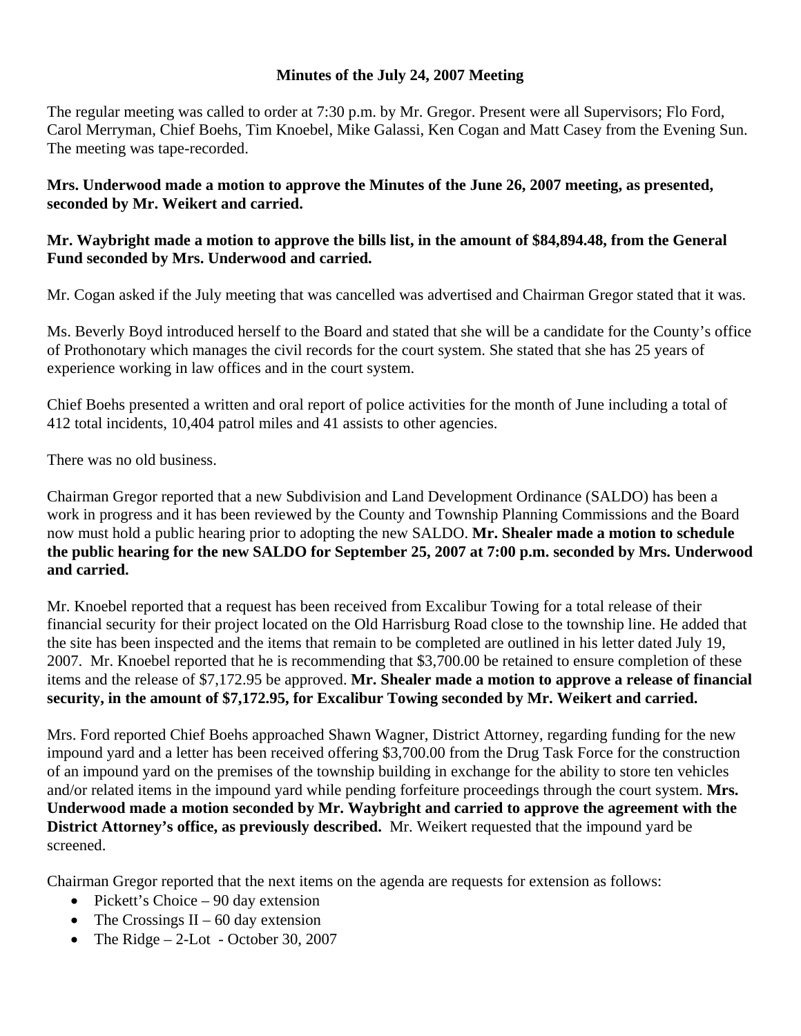**Minutes of the July 24, 2007 Meeting**

The regular meeting was called to order at 7:30 p.m. by Mr. Gregor. Present were all Supervisors; Flo Ford, Carol Merryman, Chief Boehs, Tim Knoebel, Mike Galassi, Ken Cogan and Matt Casey from the Evening Sun. The meeting was tape-recorded.

**Mrs. Underwood made a motion to approve the Minutes of the June 26, 2007 meeting, as presented, seconded by Mr. Weikert and carried.**

**Mr. Waybright made a motion to approve the bills list, in the amount of $84,894.48, from the General Fund seconded by Mrs. Underwood and carried.**

Mr. Cogan asked if the July meeting that was cancelled was advertised and Chairman Gregor stated that it was.

Ms. Beverly Boyd introduced herself to the Board and stated that she will be a candidate for the County's office of Prothonotary which manages the civil records for the court system. She stated that she has 25 years of experience working in law offices and in the court system.

Chief Boehs presented a written and oral report of police activities for the month of June including a total of 412 total incidents, 10,404 patrol miles and 41 assists to other agencies.

There was no old business.

Chairman Gregor reported that a new Subdivision and Land Development Ordinance (SALDO) has been a work in progress and it has been reviewed by the County and Township Planning Commissions and the Board now must hold a public hearing prior to adopting the new SALDO. **Mr. Shealer made a motion to schedule the public hearing for the new SALDO for September 25, 2007 at 7:00 p.m. seconded by Mrs. Underwood and carried.**

Mr. Knoebel reported that a request has been received from Excalibur Towing for a total release of their financial security for their project located on the Old Harrisburg Road close to the township line. He added that the site has been inspected and the items that remain to be completed are outlined in his letter dated July 19, 2007. Mr. Knoebel reported that he is recommending that $3,700.00 be retained to ensure completion of these items and the release of $7,172.95 be approved. **Mr. Shealer made a motion to approve a release of financial security, in the amount of $7,172.95, for Excalibur Towing seconded by Mr. Weikert and carried.**

Mrs. Ford reported Chief Boehs approached Shawn Wagner, District Attorney, regarding funding for the new impound yard and a letter has been received offering $3,700.00 from the Drug Task Force for the construction of an impound yard on the premises of the township building in exchange for the ability to store ten vehicles and/or related items in the impound yard while pending forfeiture proceedings through the court system. **Mrs. Underwood made a motion seconded by Mr. Waybright and carried to approve the agreement with the District Attorney's office, as previously described.** Mr. Weikert requested that the impound yard be screened.

Chairman Gregor reported that the next items on the agenda are requests for extension as follows:

- Pickett's Choice – 90 day extension
- The Crossings II – 60 day extension
- The Ridge – 2-Lot - October 30, 2007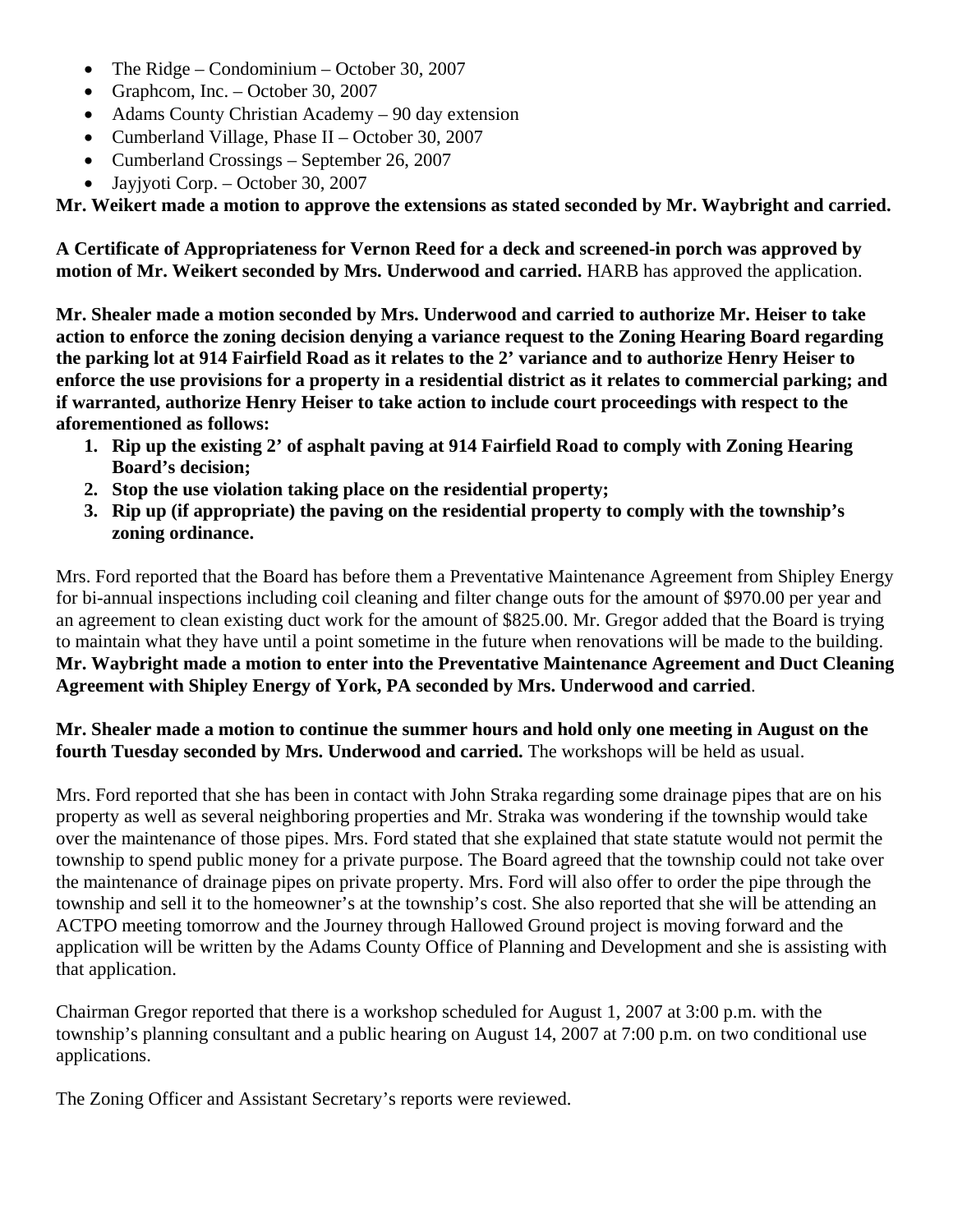- The Ridge – Condominium – October 30, 2007
- Graphcom, Inc. – October 30, 2007
- Adams County Christian Academy – 90 day extension
- Cumberland Village, Phase II – October 30, 2007
- Cumberland Crossings – September 26, 2007
- Jayjyoti Corp. – October 30, 2007

**Mr. Weikert made a motion to approve the extensions as stated seconded by Mr. Waybright and carried.**

**A Certificate of Appropriateness for Vernon Reed for a deck and screened-in porch was approved by motion of Mr. Weikert seconded by Mrs. Underwood and carried.** HARB has approved the application.

**Mr. Shealer made a motion seconded by Mrs. Underwood and carried to authorize Mr. Heiser to take action to enforce the zoning decision denying a variance request to the Zoning Hearing Board regarding the parking lot at 914 Fairfield Road as it relates to the 2' variance and to authorize Henry Heiser to enforce the use provisions for a property in a residential district as it relates to commercial parking; and if warranted, authorize Henry Heiser to take action to include court proceedings with respect to the aforementioned as follows:**

1. **Rip up the existing 2' of asphalt paving at 914 Fairfield Road to comply with Zoning Hearing Board's decision;**
2. **Stop the use violation taking place on the residential property;**
3. **Rip up (if appropriate) the paving on the residential property to comply with the township's zoning ordinance.**

Mrs. Ford reported that the Board has before them a Preventative Maintenance Agreement from Shipley Energy for bi-annual inspections including coil cleaning and filter change outs for the amount of $970.00 per year and an agreement to clean existing duct work for the amount of $825.00. Mr. Gregor added that the Board is trying to maintain what they have until a point sometime in the future when renovations will be made to the building. **Mr. Waybright made a motion to enter into the Preventative Maintenance Agreement and Duct Cleaning Agreement with Shipley Energy of York, PA seconded by Mrs. Underwood and carried**.

**Mr. Shealer made a motion to continue the summer hours and hold only one meeting in August on the fourth Tuesday seconded by Mrs. Underwood and carried.** The workshops will be held as usual.

Mrs. Ford reported that she has been in contact with John Straka regarding some drainage pipes that are on his property as well as several neighboring properties and Mr. Straka was wondering if the township would take over the maintenance of those pipes. Mrs. Ford stated that she explained that state statute would not permit the township to spend public money for a private purpose. The Board agreed that the township could not take over the maintenance of drainage pipes on private property. Mrs. Ford will also offer to order the pipe through the township and sell it to the homeowner's at the township's cost. She also reported that she will be attending an ACTPO meeting tomorrow and the Journey through Hallowed Ground project is moving forward and the application will be written by the Adams County Office of Planning and Development and she is assisting with that application.

Chairman Gregor reported that there is a workshop scheduled for August 1, 2007 at 3:00 p.m. with the township's planning consultant and a public hearing on August 14, 2007 at 7:00 p.m. on two conditional use applications.

The Zoning Officer and Assistant Secretary's reports were reviewed.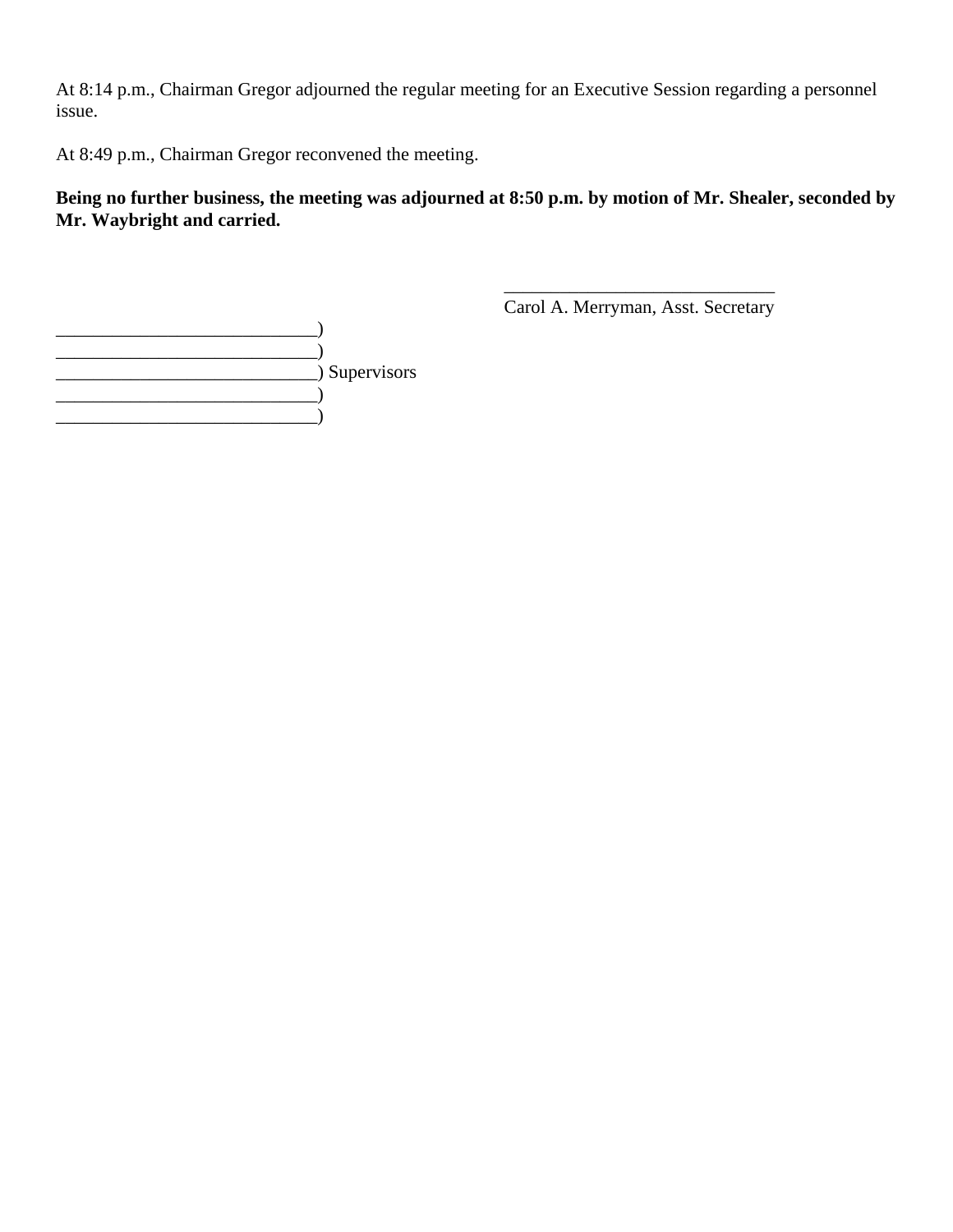At 8:14 p.m., Chairman Gregor adjourned the regular meeting for an Executive Session regarding a personnel issue.

At 8:49 p.m., Chairman Gregor reconvened the meeting.

**Being no further business, the meeting was adjourned at 8:50 p.m. by motion of Mr. Shealer, seconded by Mr. Waybright and carried.**

_____________________________
Carol A. Merryman, Asst. Secretary

____________________________)
____________________________)
____________________________) Supervisors
____________________________)
____________________________)